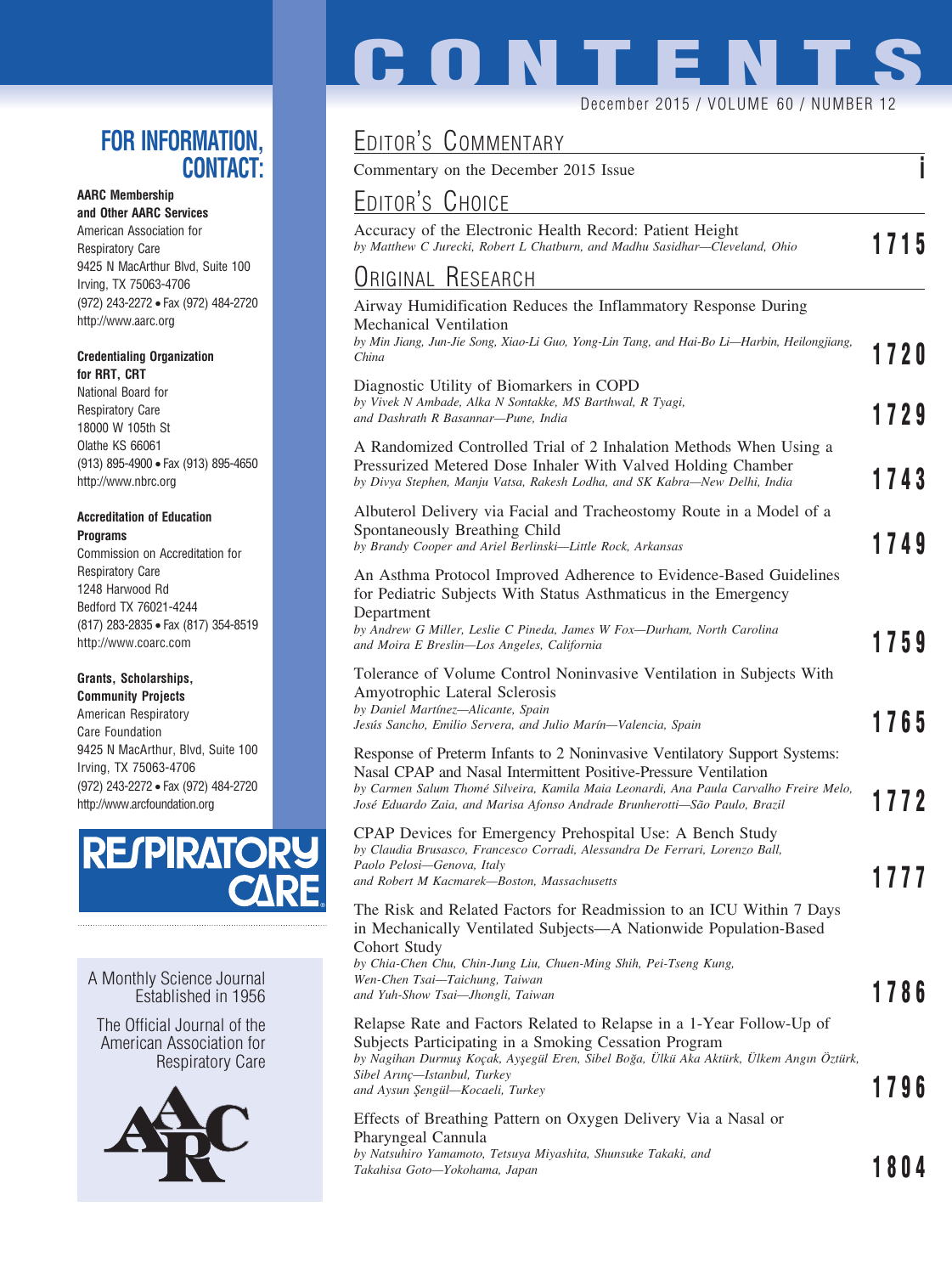# CONTENTS

December 2015 / VOLUME 60 / NUMBER 12

## FOR INFORMATION, CONTACT:

**AARC Membership and Other AARC Services**
American Association for Respiratory Care
9425 N MacArthur Blvd, Suite 100
Irving, TX 75063-4706
(972) 243-2272 • Fax (972) 484-2720
http://www.aarc.org

**Credentialing Organization for RRT, CRT**
National Board for Respiratory Care
18000 W 105th St
Olathe KS 66061
(913) 895-4900 • Fax (913) 895-4650
http://www.nbrc.org

**Accreditation of Education Programs**
Commission on Accreditation for Respiratory Care
1248 Harwood Rd
Bedford TX 76021-4244
(817) 283-2835 • Fax (817) 354-8519
http://www.coarc.com

**Grants, Scholarships, Community Projects**
American Respiratory Care Foundation
9425 N MacArthur, Blvd, Suite 100
Irving, TX 75063-4706
(972) 243-2272 • Fax (972) 484-2720
http://www.arcfoundation.org

RESPIRATORY CARE

A Monthly Science Journal Established in 1956

The Official Journal of the American Association for Respiratory Care

## Editor's Commentary

Commentary on the December 2015 Issue — **i**

## Editor's Choice

Accuracy of the Electronic Health Record: Patient Height
*by Matthew C Jurecki, Robert L Chatburn, and Madhu Sasidhar—Cleveland, Ohio* — **1715**

## Original Research

Airway Humidification Reduces the Inflammatory Response During Mechanical Ventilation
*by Min Jiang, Jun-Jie Song, Xiao-Li Guo, Yong-Lin Tang, and Hai-Bo Li—Harbin, Heilongjiang, China* — **1720**

Diagnostic Utility of Biomarkers in COPD
*by Vivek N Ambade, Alka N Sontakke, MS Barthwal, R Tyagi, and Dashrath R Basannar—Pune, India* — **1729**

A Randomized Controlled Trial of 2 Inhalation Methods When Using a Pressurized Metered Dose Inhaler With Valved Holding Chamber
*by Divya Stephen, Manju Vatsa, Rakesh Lodha, and SK Kabra—New Delhi, India* — **1743**

Albuterol Delivery via Facial and Tracheostomy Route in a Model of a Spontaneously Breathing Child
*by Brandy Cooper and Ariel Berlinski—Little Rock, Arkansas* — **1749**

An Asthma Protocol Improved Adherence to Evidence-Based Guidelines for Pediatric Subjects With Status Asthmaticus in the Emergency Department
*by Andrew G Miller, Leslie C Pineda, James W Fox—Durham, North Carolina and Moira E Breslin—Los Angeles, California* — **1759**

Tolerance of Volume Control Noninvasive Ventilation in Subjects With Amyotrophic Lateral Sclerosis
*by Daniel Martínez—Alicante, Spain*
*Jesús Sancho, Emilio Servera, and Julio Marín—Valencia, Spain* — **1765**

Response of Preterm Infants to 2 Noninvasive Ventilatory Support Systems: Nasal CPAP and Nasal Intermittent Positive-Pressure Ventilation
*by Carmen Salum Thomé Silveira, Kamila Maia Leonardi, Ana Paula Carvalho Freire Melo, José Eduardo Zaia, and Marisa Afonso Andrade Brunherotti—São Paulo, Brazil* — **1772**

CPAP Devices for Emergency Prehospital Use: A Bench Study
*by Claudia Brusasco, Francesco Corradi, Alessandra De Ferrari, Lorenzo Ball, Paolo Pelosi—Genova, Italy and Robert M Kacmarek—Boston, Massachusetts* — **1777**

The Risk and Related Factors for Readmission to an ICU Within 7 Days in Mechanically Ventilated Subjects—A Nationwide Population-Based Cohort Study
*by Chia-Chen Chu, Chin-Jung Liu, Chuen-Ming Shih, Pei-Tseng Kung, Wen-Chen Tsai—Taichung, Taiwan and Yuh-Show Tsai—Jhongli, Taiwan* — **1786**

Relapse Rate and Factors Related to Relapse in a 1-Year Follow-Up of Subjects Participating in a Smoking Cessation Program
*by Nagihan Durmuş Koçak, Ayşegül Eren, Sibel Boğa, Ülkü Aka Aktürk, Ülkem Angın Öztürk, Sibel Arınç—Istanbul, Turkey and Aysun Şengül—Kocaeli, Turkey* — **1796**

Effects of Breathing Pattern on Oxygen Delivery Via a Nasal or Pharyngeal Cannula
*by Natsuhiro Yamamoto, Tetsuya Miyashita, Shunsuke Takaki, and Takahisa Goto—Yokohama, Japan* — **1804**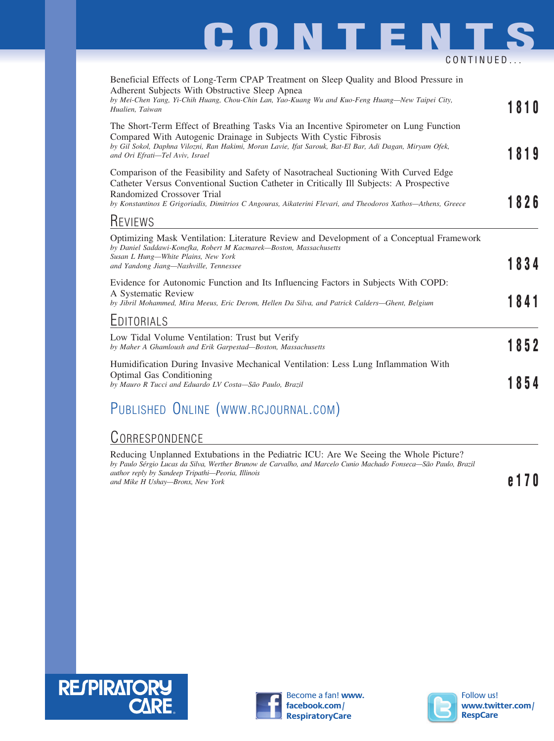# CONTENTS

CONTINUED...

Beneficial Effects of Long-Term CPAP Treatment on Sleep Quality and Blood Pressure in Adherent Subjects With Obstructive Sleep Apnea
*by Mei-Chen Yang, Yi-Chih Huang, Chou-Chin Lan, Yao-Kuang Wu and Kuo-Feng Huang—New Taipei City, Hualien, Taiwan* **1810**

The Short-Term Effect of Breathing Tasks Via an Incentive Spirometer on Lung Function Compared With Autogenic Drainage in Subjects With Cystic Fibrosis
*by Gil Sokol, Daphna Vilozni, Ran Hakimi, Moran Lavie, Ifat Sarouk, Bat-El Bar, Adi Dagan, Miryam Ofek, and Ori Efrati—Tel Aviv, Israel* **1819**

Comparison of the Feasibility and Safety of Nasotracheal Suctioning With Curved Edge Catheter Versus Conventional Suction Catheter in Critically Ill Subjects: A Prospective Randomized Crossover Trial
*by Konstantinos E Grigoriadis, Dimitrios C Angouras, Aikaterini Flevari, and Theodoros Xathos—Athens, Greece* **1826**

## Reviews

Optimizing Mask Ventilation: Literature Review and Development of a Conceptual Framework
*by Daniel Saddawi-Konefka, Robert M Kacmarek—Boston, Massachusetts*
*Susan L Hung—White Plains, New York*
*and Yandong Jiang—Nashville, Tennessee* **1834**

Evidence for Autonomic Function and Its Influencing Factors in Subjects With COPD: A Systematic Review
*by Jibril Mohammed, Mira Meeus, Eric Derom, Hellen Da Silva, and Patrick Calders—Ghent, Belgium* **1841**

## Editorials

Low Tidal Volume Ventilation: Trust but Verify
*by Maher A Ghamloush and Erik Garpestad—Boston, Massachusetts* **1852**

Humidification During Invasive Mechanical Ventilation: Less Lung Inflammation With Optimal Gas Conditioning
*by Mauro R Tucci and Eduardo LV Costa—São Paulo, Brazil* **1854**

## Published Online (www.rcjournal.com)

## Correspondence

Reducing Unplanned Extubations in the Pediatric ICU: Are We Seeing the Whole Picture?
*by Paulo Sérgio Lucas da Silva, Werther Brunow de Carvalho, and Marcelo Cunio Machado Fonseca—São Paulo, Brazil*
*author reply by Sandeep Tripathi—Peoria, Illinois*
*and Mike H Ushay—Bronx, New York* **e170**

RESPIRATORY CARE

Become a fan! www.facebook.com/RespiratoryCare

Follow us! www.twitter.com/RespCare